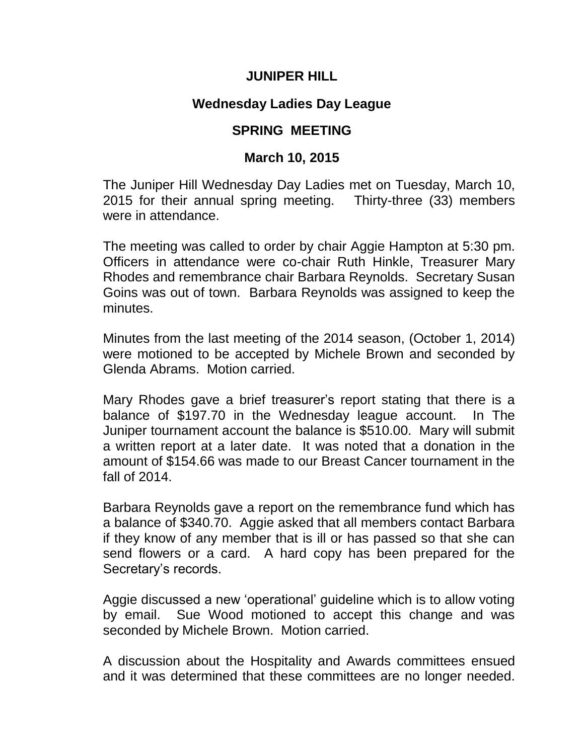# JUNIPER HILL

## Wednesday Ladies Day League

## SPRING MEETING

## March 10, 2015

The Juniper Hill Wednesday Day Ladies met on Tuesday, March 10, 2015 for their annual spring meeting. Thirty-three (33) members were in attendance.

The meeting was called to order by chair Aggie Hampton at 5:30 pm. Officers in attendance were co-chair Ruth Hinkle, Treasurer Mary Rhodes and remembrance chair Barbara Reynolds. Secretary Susan Goins was out of town. Barbara Reynolds was assigned to keep the minutes.

Minutes from the last meeting of the 2014 season, (October 1, 2014) were motioned to be accepted by Michele Brown and seconded by Glenda Abrams. Motion carried.

Mary Rhodes gave a brief treasurer's report stating that there is a balance of $197.70 in the Wednesday league account. In The Juniper tournament account the balance is $510.00. Mary will submit a written report at a later date. It was noted that a donation in the amount of $154.66 was made to our Breast Cancer tournament in the fall of 2014.

Barbara Reynolds gave a report on the remembrance fund which has a balance of $340.70. Aggie asked that all members contact Barbara if they know of any member that is ill or has passed so that she can send flowers or a card. A hard copy has been prepared for the Secretary's records.

Aggie discussed a new 'operational' guideline which is to allow voting by email. Sue Wood motioned to accept this change and was seconded by Michele Brown. Motion carried.

A discussion about the Hospitality and Awards committees ensued and it was determined that these committees are no longer needed.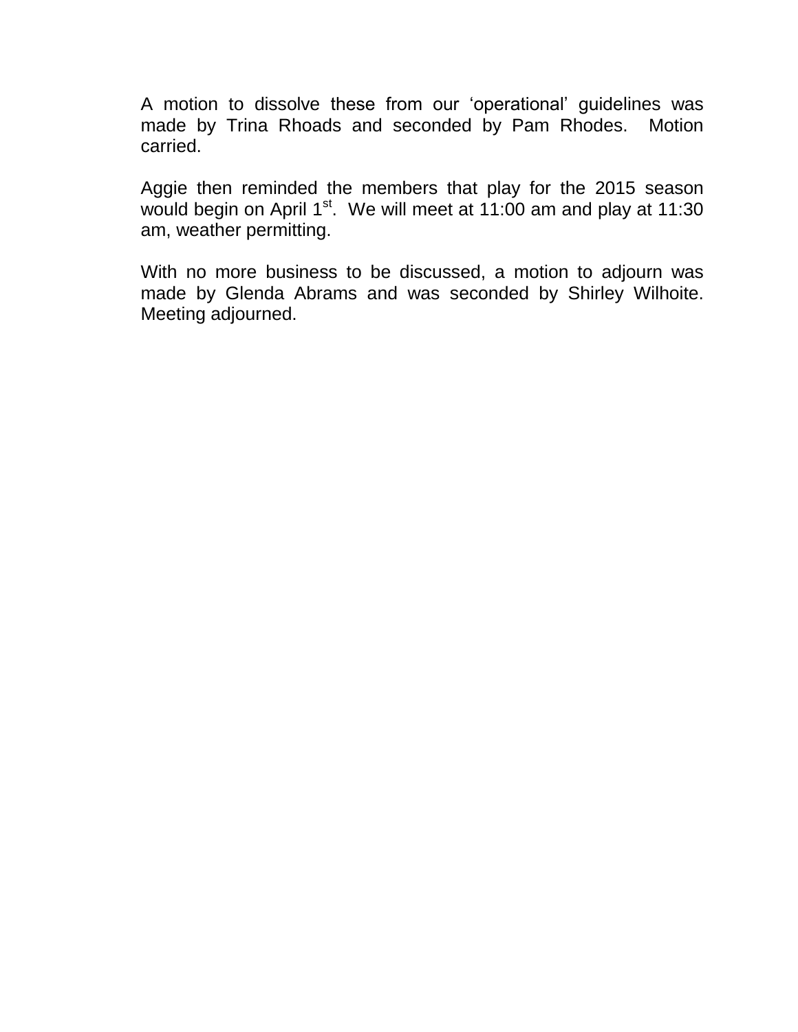A motion to dissolve these from our ‘operational’ guidelines was made by Trina Rhoads and seconded by Pam Rhodes. Motion carried.

Aggie then reminded the members that play for the 2015 season would begin on April 1st. We will meet at 11:00 am and play at 11:30 am, weather permitting.

With no more business to be discussed, a motion to adjourn was made by Glenda Abrams and was seconded by Shirley Wilhoite. Meeting adjourned.